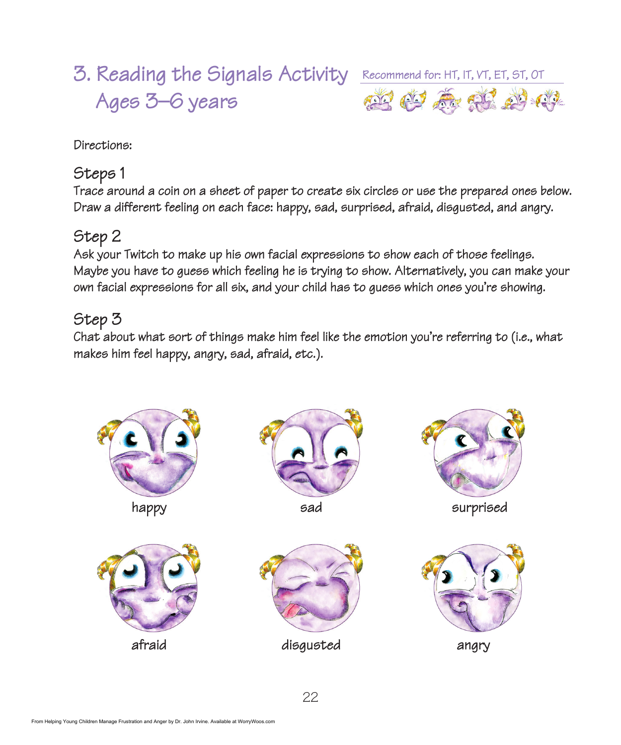# 3. Reading the Signals Activity Ages 3–6 years

Recommend for: HT, IT, VT, ET, ST, OT

Directions:

## Steps 1

Trace around a coin on a sheet of paper to create six circles or use the prepared ones below. Draw a different feeling on each face: happy, sad, surprised, afraid, disgusted, and angry.

## Step 2

Ask your Twitch to make up his own facial expressions to show each of those feelings. Maybe you have to guess which feeling he is trying to show. Alternatively, you can make your own facial expressions for all six, and your child has to guess which ones you're showing.

## Step 3

Chat about what sort of things make him feel like the emotion you're referring to (i.e., what makes him feel happy, angry, sad, afraid, etc.).

happy

sad

surprised

afraid

disgusted

angry

From Helping Young Children Manage Frustration and Anger by Dr. John Irvine. Available at WorryWoos.com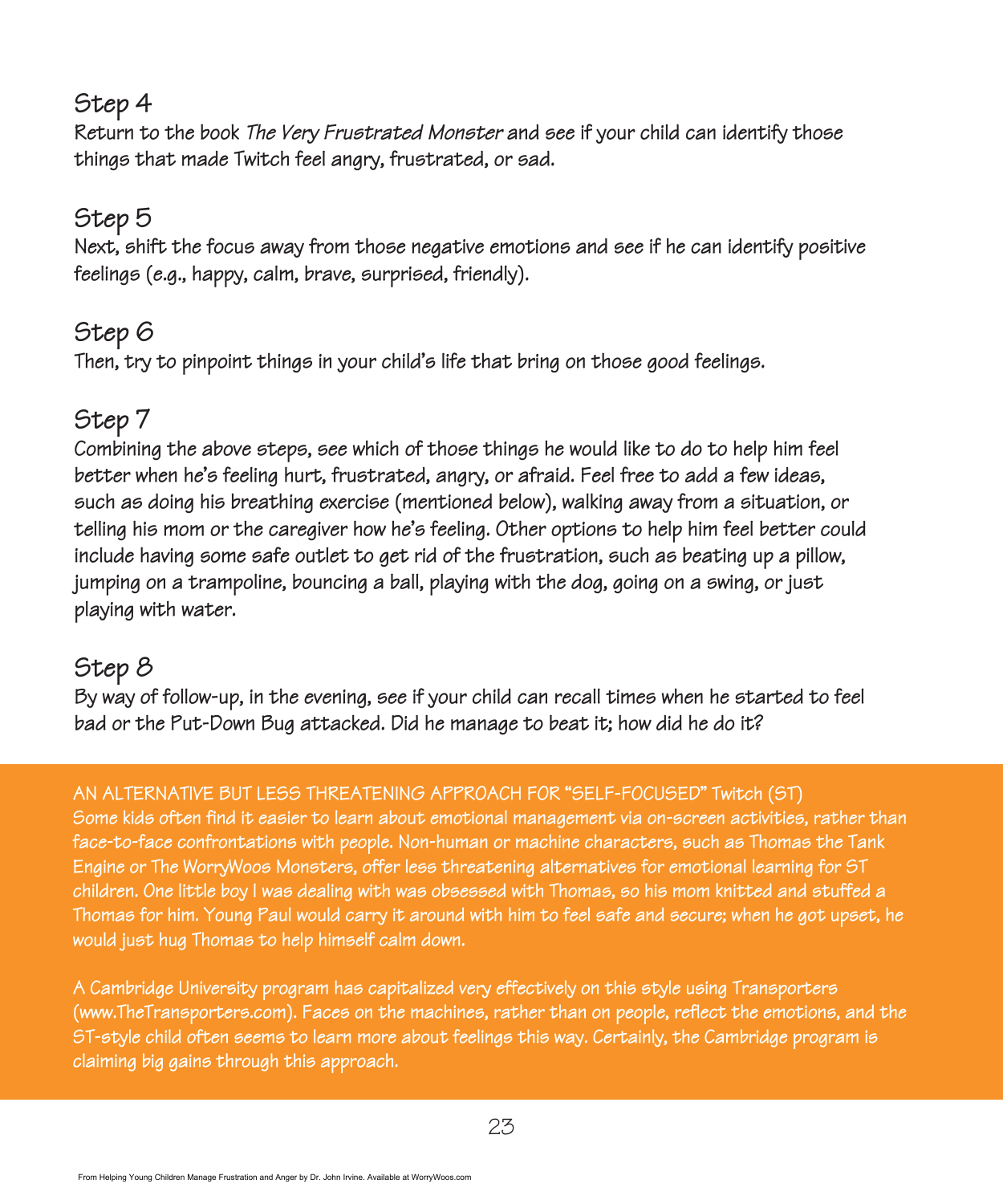## Step 4

Return to the book *The Very Frustrated Monster* and see if your child can identify those things that made Twitch feel angry, frustrated, or sad.

## Step 5

Next, shift the focus away from those negative emotions and see if he can identify positive feelings (e.g., happy, calm, brave, surprised, friendly).

## Step 6

Then, try to pinpoint things in your child's life that bring on those good feelings.

## Step 7

Combining the above steps, see which of those things he would like to do to help him feel better when he's feeling hurt, frustrated, angry, or afraid. Feel free to add a few ideas, such as doing his breathing exercise (mentioned below), walking away from a situation, or telling his mom or the caregiver how he's feeling. Other options to help him feel better could include having some safe outlet to get rid of the frustration, such as beating up a pillow, jumping on a trampoline, bouncing a ball, playing with the dog, going on a swing, or just playing with water.

## Step 8

By way of follow-up, in the evening, see if your child can recall times when he started to feel bad or the Put-Down Bug attacked. Did he manage to beat it; how did he do it?

AN ALTERNATIVE BUT LESS THREATENING APPROACH FOR "SELF-FOCUSED" Twitch (ST)

Some kids often find it easier to learn about emotional management via on-screen activities, rather than face-to-face confrontations with people. Non-human or machine characters, such as Thomas the Tank Engine or The WorryWoos Monsters, offer less threatening alternatives for emotional learning for ST children. One little boy I was dealing with was obsessed with Thomas, so his mom knitted and stuffed a Thomas for him. Young Paul would carry it around with him to feel safe and secure; when he got upset, he would just hug Thomas to help himself calm down.

A Cambridge University program has capitalized very effectively on this style using Transporters (www.TheTransporters.com). Faces on the machines, rather than on people, reflect the emotions, and the ST-style child often seems to learn more about feelings this way. Certainly, the Cambridge program is claiming big gains through this approach.